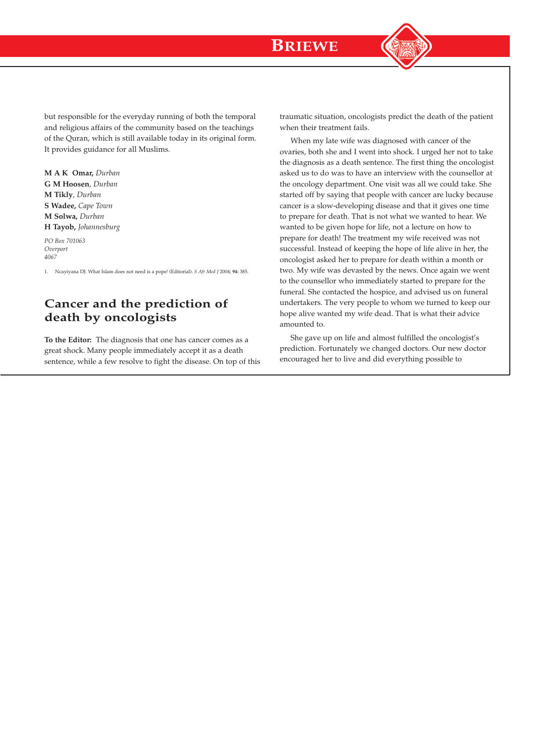but responsible for the everyday running of both the temporal and religious affairs of the community based on the teachings of the Quran, which is still available today in its original form. It provides guidance for all Muslims.

**M A K Omar,** *Durban*
**G M Hoosen**, *Durban*
**M Tikly**, *Durban*
**S Wadee,** *Cape Town*
**M Solwa,** *Durban*
**H Tayob,** *Johannesburg*

*PO Box 701063*
*Overport*
*4067*

1. Ncayiyana DJ. What Islam does not need is a pope! (Editorial). *S Afr Med J* 2004; **94:** 385.

## Cancer and the prediction of death by oncologists

**To the Editor:** The diagnosis that one has cancer comes as a great shock. Many people immediately accept it as a death sentence, while a few resolve to fight the disease. On top of this traumatic situation, oncologists predict the death of the patient when their treatment fails.

When my late wife was diagnosed with cancer of the ovaries, both she and I went into shock. I urged her not to take the diagnosis as a death sentence. The first thing the oncologist asked us to do was to have an interview with the counsellor at the oncology department. One visit was all we could take. She started off by saying that people with cancer are lucky because cancer is a slow-developing disease and that it gives one time to prepare for death. That is not what we wanted to hear. We wanted to be given hope for life, not a lecture on how to prepare for death! The treatment my wife received was not successful. Instead of keeping the hope of life alive in her, the oncologist asked her to prepare for death within a month or two. My wife was devasted by the news. Once again we went to the counsellor who immediately started to prepare for the funeral. She contacted the hospice, and advised us on funeral undertakers. The very people to whom we turned to keep our hope alive wanted my wife dead. That is what their advice amounted to.

She gave up on life and almost fulfilled the oncologist's prediction. Fortunately we changed doctors. Our new doctor encouraged her to live and did everything possible to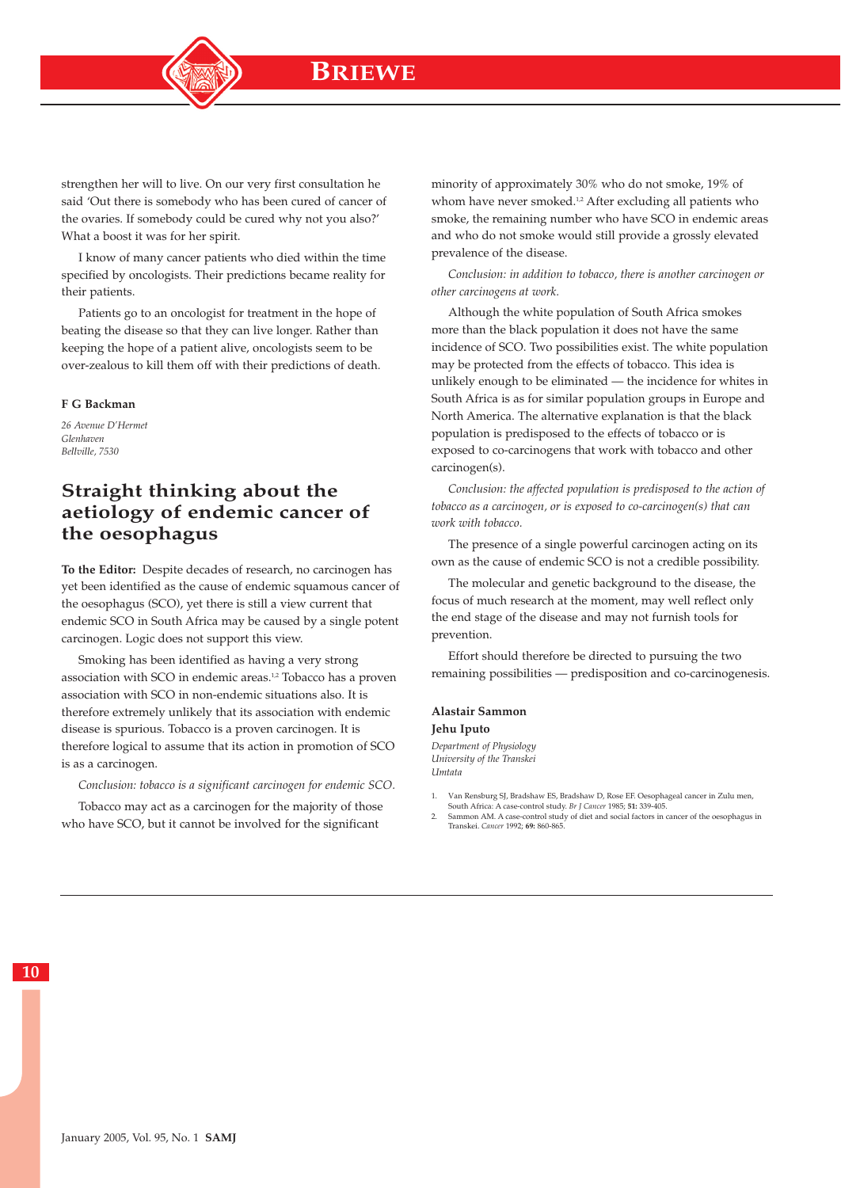strengthen her will to live. On our very first consultation he said 'Out there is somebody who has been cured of cancer of the ovaries. If somebody could be cured why not you also?' What a boost it was for her spirit.

I know of many cancer patients who died within the time specified by oncologists. Their predictions became reality for their patients.

Patients go to an oncologist for treatment in the hope of beating the disease so that they can live longer. Rather than keeping the hope of a patient alive, oncologists seem to be over-zealous to kill them off with their predictions of death.

**F G Backman**

*26 Avenue D'Hermet*
*Glenhaven*
*Bellville, 7530*

## Straight thinking about the aetiology of endemic cancer of the oesophagus

**To the Editor:** Despite decades of research, no carcinogen has yet been identified as the cause of endemic squamous cancer of the oesophagus (SCO), yet there is still a view current that endemic SCO in South Africa may be caused by a single potent carcinogen. Logic does not support this view.

Smoking has been identified as having a very strong association with SCO in endemic areas.[1,2] Tobacco has a proven association with SCO in non-endemic situations also. It is therefore extremely unlikely that its association with endemic disease is spurious. Tobacco is a proven carcinogen. It is therefore logical to assume that its action in promotion of SCO is as a carcinogen.

*Conclusion: tobacco is a significant carcinogen for endemic SCO.*

Tobacco may act as a carcinogen for the majority of those who have SCO, but it cannot be involved for the significant minority of approximately 30% who do not smoke, 19% of whom have never smoked.[1,2] After excluding all patients who smoke, the remaining number who have SCO in endemic areas and who do not smoke would still provide a grossly elevated prevalence of the disease.

*Conclusion: in addition to tobacco, there is another carcinogen or other carcinogens at work.*

Although the white population of South Africa smokes more than the black population it does not have the same incidence of SCO. Two possibilities exist. The white population may be protected from the effects of tobacco. This idea is unlikely enough to be eliminated — the incidence for whites in South Africa is as for similar population groups in Europe and North America. The alternative explanation is that the black population is predisposed to the effects of tobacco or is exposed to co-carcinogens that work with tobacco and other carcinogen(s).

*Conclusion: the affected population is predisposed to the action of tobacco as a carcinogen, or is exposed to co-carcinogen(s) that can work with tobacco.*

The presence of a single powerful carcinogen acting on its own as the cause of endemic SCO is not a credible possibility.

The molecular and genetic background to the disease, the focus of much research at the moment, may well reflect only the end stage of the disease and may not furnish tools for prevention.

Effort should therefore be directed to pursuing the two remaining possibilities — predisposition and co-carcinogenesis.

**Alastair Sammon**
**Jehu Iputo**

*Department of Physiology*
*University of the Transkei*
*Umtata*

1. Van Rensburg SJ, Bradshaw ES, Bradshaw D, Rose EF. Oesophageal cancer in Zulu men, South Africa: A case-control study. *Br J Cancer* 1985; **51:** 339-405.
2. Sammon AM. A case-control study of diet and social factors in cancer of the oesophagus in Transkei. *Cancer* 1992; **69:** 860-865.